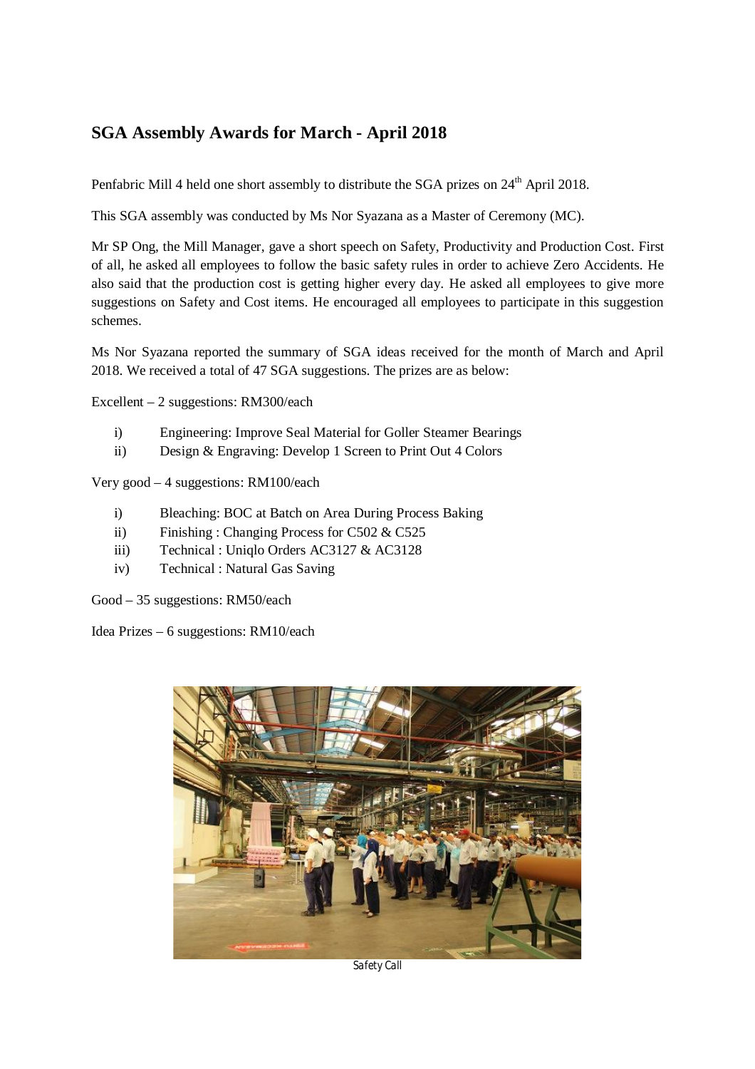## SGA Assembly Awards for March - April 2018

Penfabric Mill 4 held one short assembly to distribute the SGA prizes on 24th April 2018.

This SGA assembly was conducted by Ms Nor Syazana as a Master of Ceremony (MC).

Mr SP Ong, the Mill Manager, gave a short speech on Safety, Productivity and Production Cost. First of all, he asked all employees to follow the basic safety rules in order to achieve Zero Accidents. He also said that the production cost is getting higher every day. He asked all employees to give more suggestions on Safety and Cost items. He encouraged all employees to participate in this suggestion schemes.

Ms Nor Syazana reported the summary of SGA ideas received for the month of March and April 2018. We received a total of 47 SGA suggestions. The prizes are as below:

Excellent – 2 suggestions: RM300/each

- i) Engineering: Improve Seal Material for Goller Steamer Bearings
- ii) Design & Engraving: Develop 1 Screen to Print Out 4 Colors

Very good – 4 suggestions: RM100/each

- i) Bleaching: BOC at Batch on Area During Process Baking
- ii) Finishing : Changing Process for C502 & C525
- iii) Technical : Uniqlo Orders AC3127 & AC3128
- iv) Technical : Natural Gas Saving

Good – 35 suggestions: RM50/each

Idea Prizes – 6 suggestions: RM10/each

Safety Call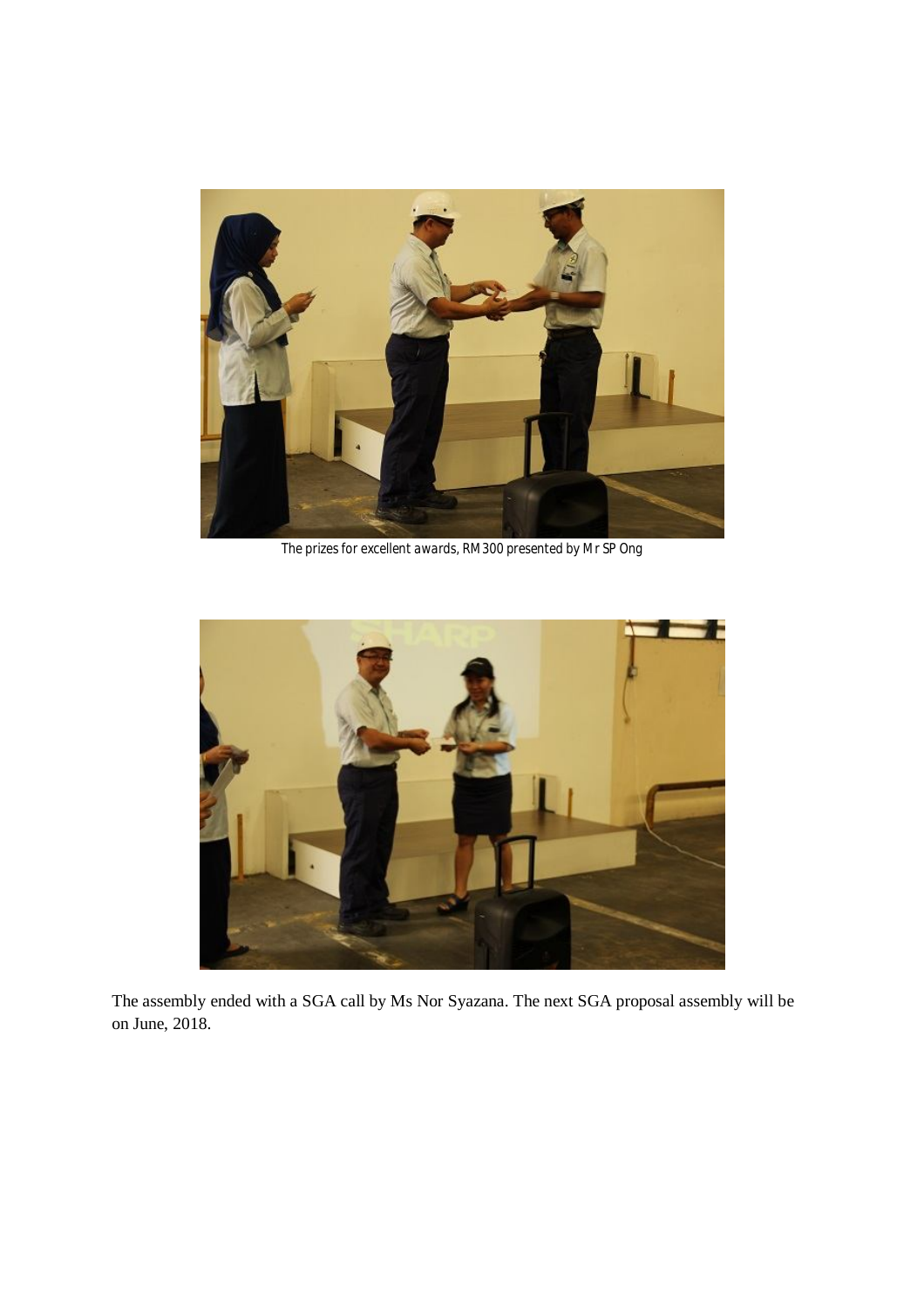*The prizes for excellent awards, RM300 presented by Mr SP Ong*

The assembly ended with a SGA call by Ms Nor Syazana. The next SGA proposal assembly will be on June, 2018.